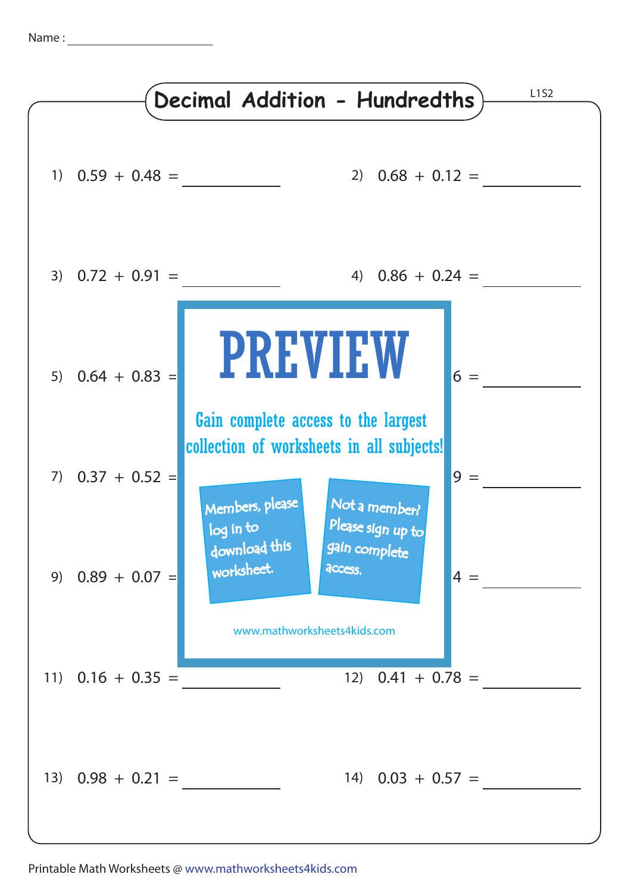Name : ____________________

# Decimal Addition - Hundredths

L1S2

1) 0.59 + 0.48 = __________

2) 0.68 + 0.12 = __________

3) 0.72 + 0.91 = __________

4) 0.86 + 0.24 = __________

5) 0.64 + 0.83 = __________

6) ...6 = __________

7) 0.37 + 0.52 = __________

8) ...9 = __________

9) 0.89 + 0.07 = __________

10) ...4 = __________

11) 0.16 + 0.35 = __________

12) 0.41 + 0.78 = __________

13) 0.98 + 0.21 = __________

14) 0.03 + 0.57 = __________

**PREVIEW**

Gain complete access to the largest collection of worksheets in all subjects!

Members, please log in to download this worksheet.

Not a member? Please sign up to gain complete access.

www.mathworksheets4kids.com

Printable Math Worksheets @ www.mathworksheets4kids.com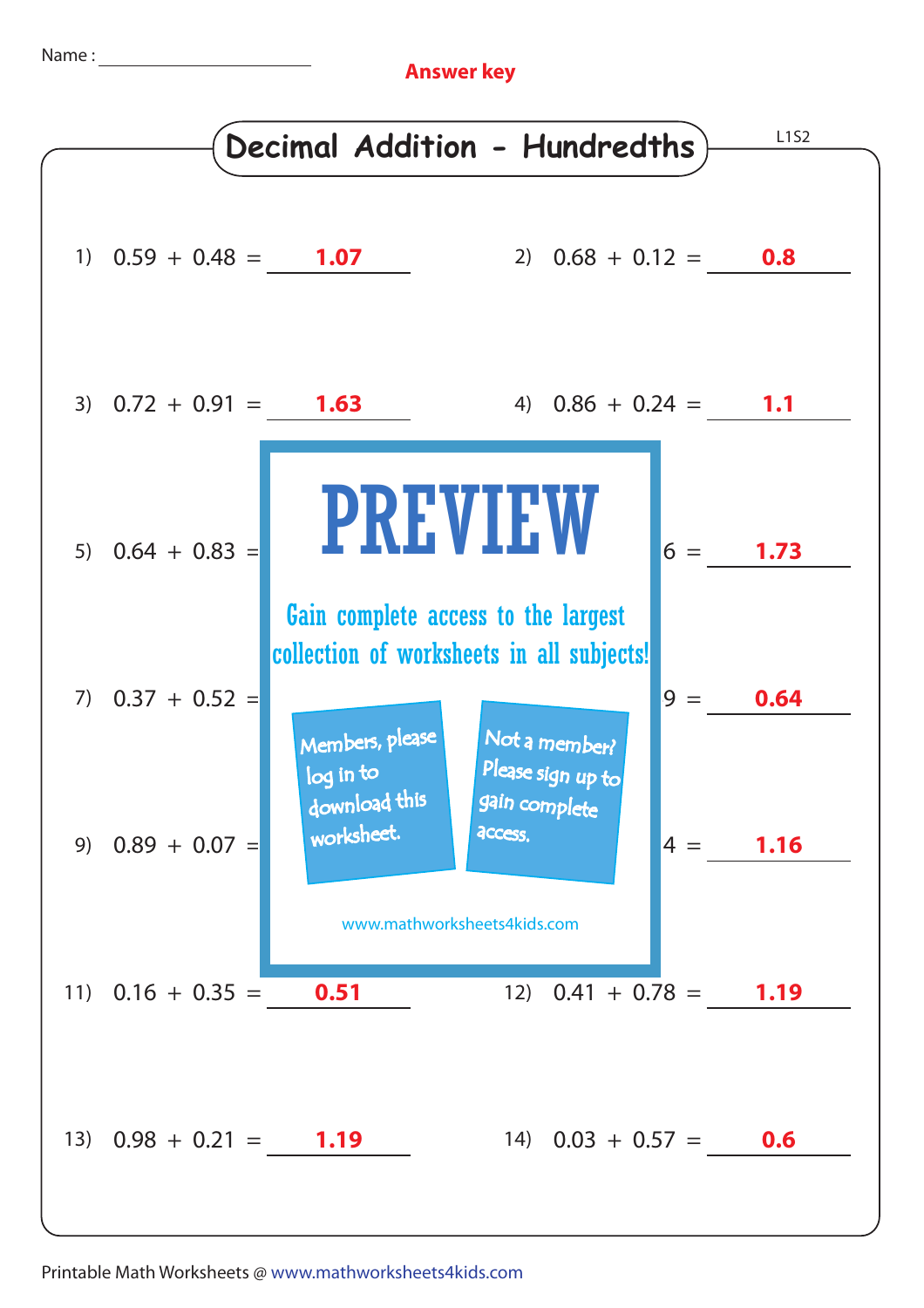Name : ____________________

**Answer key**

# Decimal Addition - Hundredths

L1S2

1) $0.59 + 0.48 =$ **1.07**

2) $0.68 + 0.12 =$ **0.8**

3) $0.72 + 0.91 =$ **1.63**

4) $0.86 + 0.24 =$ **1.1**

5) $0.64 + 0.83 =$

6 = **1.73**

**PREVIEW**

Gain complete access to the largest collection of worksheets in all subjects!

Members, please log in to download this worksheet.

Not a member? Please sign up to gain complete access.

www.mathworksheets4kids.com

7) $0.37 + 0.52 =$

9 = **0.64**

9) $0.89 + 0.07 =$

4 = **1.16**

11) $0.16 + 0.35 =$ **0.51**

12) $0.41 + 0.78 =$ **1.19**

13) $0.98 + 0.21 =$ **1.19**

14) $0.03 + 0.57 =$ **0.6**

Printable Math Worksheets @ www.mathworksheets4kids.com